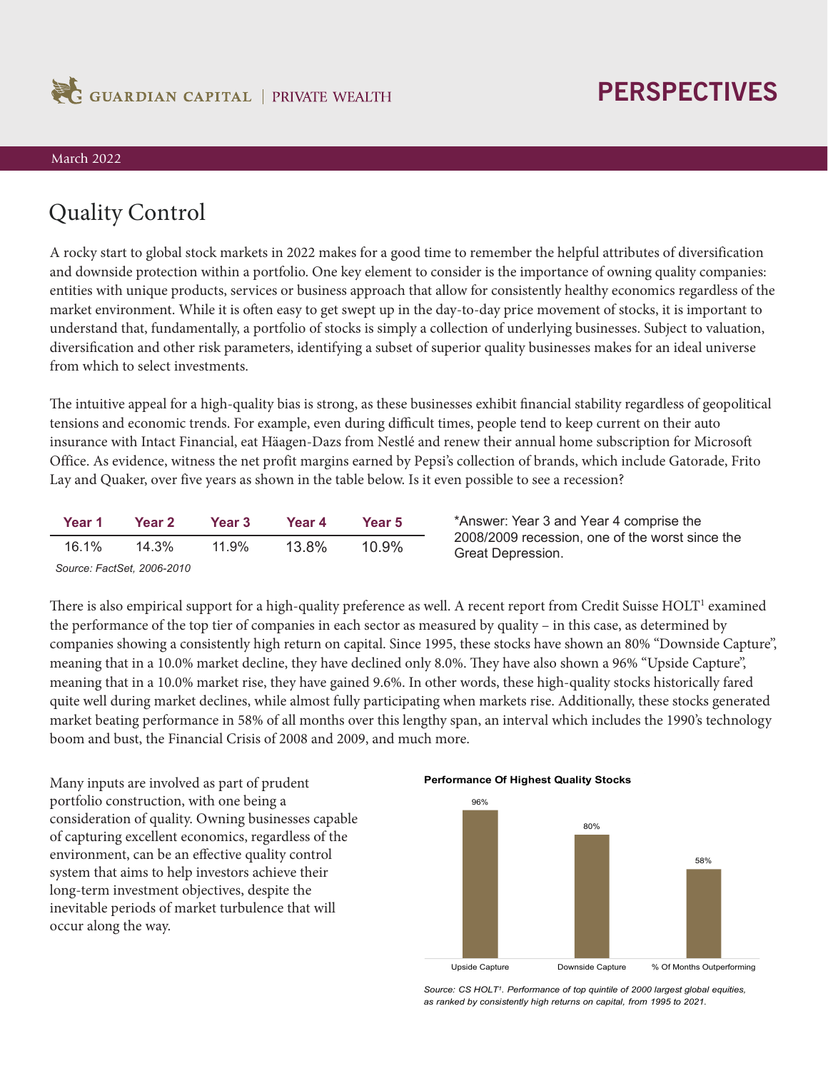GUARDIAN CAPITAL | PRIVATE WEALTH

# PERSPECTIVES

March 2022

## Quality Control

A rocky start to global stock markets in 2022 makes for a good time to remember the helpful attributes of diversification and downside protection within a portfolio. One key element to consider is the importance of owning quality companies: entities with unique products, services or business approach that allow for consistently healthy economics regardless of the market environment. While it is often easy to get swept up in the day-to-day price movement of stocks, it is important to understand that, fundamentally, a portfolio of stocks is simply a collection of underlying businesses. Subject to valuation, diversification and other risk parameters, identifying a subset of superior quality businesses makes for an ideal universe from which to select investments.

The intuitive appeal for a high-quality bias is strong, as these businesses exhibit financial stability regardless of geopolitical tensions and economic trends. For example, even during difficult times, people tend to keep current on their auto insurance with Intact Financial, eat Häagen-Dazs from Nestlé and renew their annual home subscription for Microsoft Office. As evidence, witness the net profit margins earned by Pepsi's collection of brands, which include Gatorade, Frito Lay and Quaker, over five years as shown in the table below. Is it even possible to see a recession?

| Year 1 | Year 2 | Year 3 | Year 4 | Year 5 |
|---|---|---|---|---|
| 16.1% | 14.3% | 11.9% | 13.8% | 10.9% |

*Source: FactSet, 2006-2010*

*Answer: Year 3 and Year 4 comprise the 2008/2009 recession, one of the worst since the Great Depression.

There is also empirical support for a high-quality preference as well. A recent report from Credit Suisse HOLT[1] examined the performance of the top tier of companies in each sector as measured by quality – in this case, as determined by companies showing a consistently high return on capital. Since 1995, these stocks have shown an 80% "Downside Capture", meaning that in a 10.0% market decline, they have declined only 8.0%. They have also shown a 96% "Upside Capture", meaning that in a 10.0% market rise, they have gained 9.6%. In other words, these high-quality stocks historically fared quite well during market declines, while almost fully participating when markets rise. Additionally, these stocks generated market beating performance in 58% of all months over this lengthy span, an interval which includes the 1990's technology boom and bust, the Financial Crisis of 2008 and 2009, and much more.

Many inputs are involved as part of prudent portfolio construction, with one being a consideration of quality. Owning businesses capable of capturing excellent economics, regardless of the environment, can be an effective quality control system that aims to help investors achieve their long-term investment objectives, despite the inevitable periods of market turbulence that will occur along the way.

**Performance Of Highest Quality Stocks**

| Upside Capture | Downside Capture | % Of Months Outperforming |
|---|---|---|
| 96% | 80% | 58% |

*Source: CS HOLT[1]. Performance of top quintile of 2000 largest global equities, as ranked by consistently high returns on capital, from 1995 to 2021.*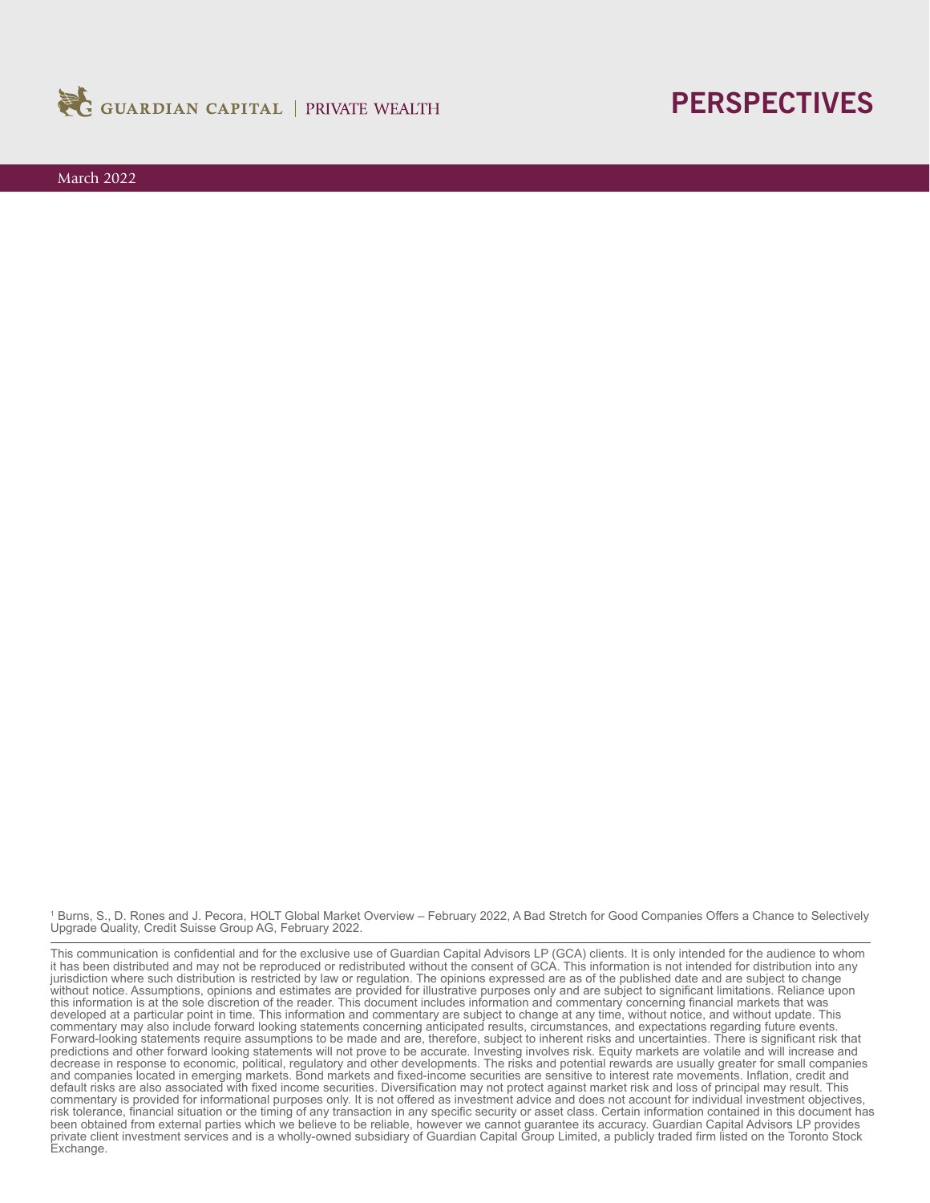[1] Burns, S., D. Rones and J. Pecora, HOLT Global Market Overview – February 2022, A Bad Stretch for Good Companies Offers a Chance to Selectively Upgrade Quality, Credit Suisse Group AG, February 2022.

This communication is confidential and for the exclusive use of Guardian Capital Advisors LP (GCA) clients. It is only intended for the audience to whom it has been distributed and may not be reproduced or redistributed without the consent of GCA. This information is not intended for distribution into any jurisdiction where such distribution is restricted by law or regulation. The opinions expressed are as of the published date and are subject to change without notice. Assumptions, opinions and estimates are provided for illustrative purposes only and are subject to significant limitations. Reliance upon this information is at the sole discretion of the reader. This document includes information and commentary concerning financial markets that was developed at a particular point in time. This information and commentary are subject to change at any time, without notice, and without update. This commentary may also include forward looking statements concerning anticipated results, circumstances, and expectations regarding future events. Forward-looking statements require assumptions to be made and are, therefore, subject to inherent risks and uncertainties. There is significant risk that predictions and other forward looking statements will not prove to be accurate. Investing involves risk. Equity markets are volatile and will increase and decrease in response to economic, political, regulatory and other developments. The risks and potential rewards are usually greater for small companies and companies located in emerging markets. Bond markets and fixed-income securities are sensitive to interest rate movements. Inflation, credit and default risks are also associated with fixed income securities. Diversification may not protect against market risk and loss of principal may result. This commentary is provided for informational purposes only. It is not offered as investment advice and does not account for individual investment objectives, risk tolerance, financial situation or the timing of any transaction in any specific security or asset class. Certain information contained in this document has been obtained from external parties which we believe to be reliable, however we cannot guarantee its accuracy. Guardian Capital Advisors LP provides private client investment services and is a wholly-owned subsidiary of Guardian Capital Group Limited, a publicly traded firm listed on the Toronto Stock Exchange.